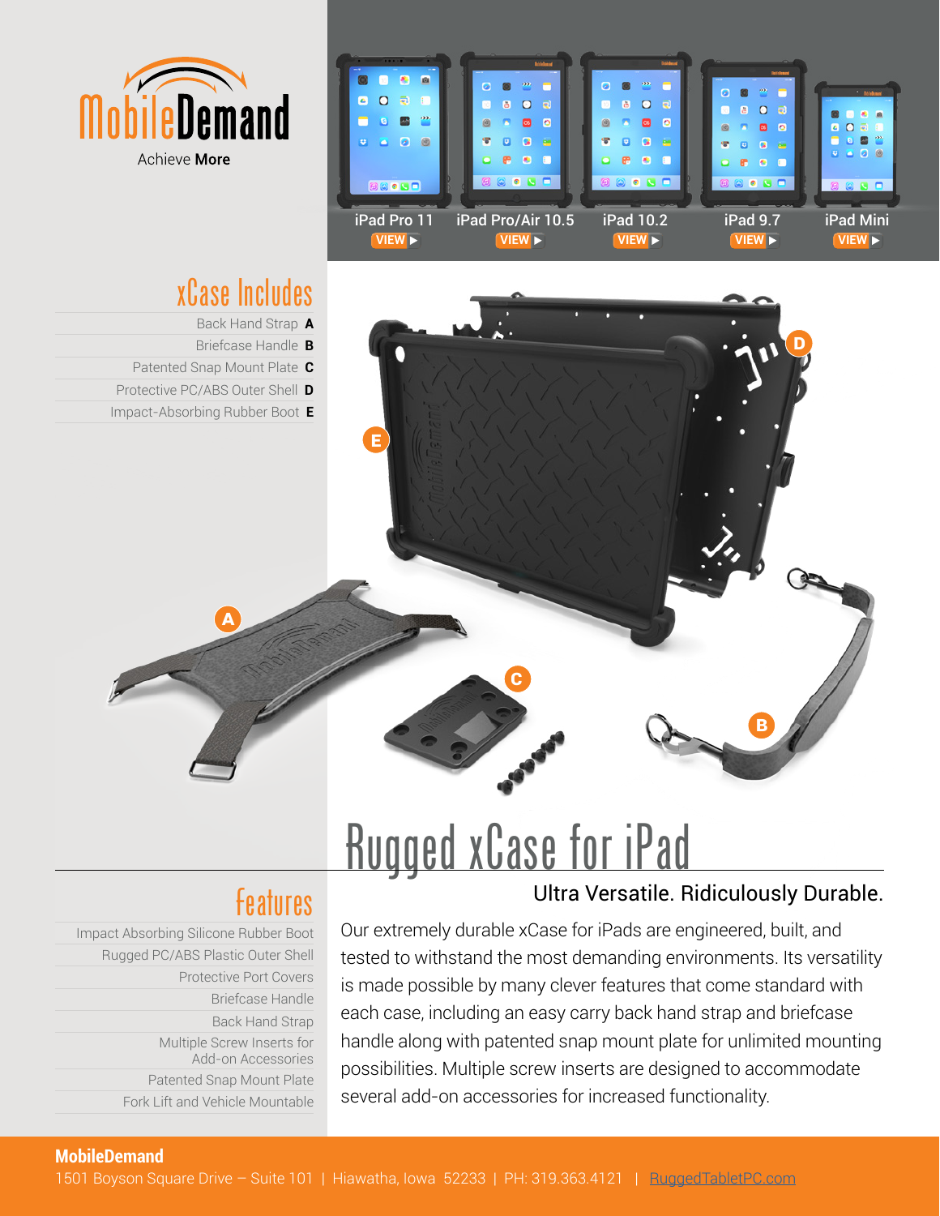MobileDemand

Achieve **More**

iPad Pro 11 **VIEW ▶**

iPad Pro/Air 10.5 **VIEW ▶**

iPad 10.2 **VIEW ▶**

iPad 9.7 **VIEW ▶**

iPad Mini **VIEW ▶**

## xCase Includes

- Back Hand Strap **A**
- Briefcase Handle **B**
- Patented Snap Mount Plate **C**
- Protective PC/ABS Outer Shell **D**
- Impact-Absorbing Rubber Boot **E**

# Rugged xCase for iPad

### Ultra Versatile. Ridiculously Durable.

Our extremely durable xCase for iPads are engineered, built, and tested to withstand the most demanding environments. Its versatility is made possible by many clever features that come standard with each case, including an easy carry back hand strap and briefcase handle along with patented snap mount plate for unlimited mounting possibilities. Multiple screw inserts are designed to accommodate several add-on accessories for increased functionality.

## Features

- Impact Absorbing Silicone Rubber Boot
- Rugged PC/ABS Plastic Outer Shell
- Protective Port Covers
- Briefcase Handle
- Back Hand Strap
- Multiple Screw Inserts for Add-on Accessories
- Patented Snap Mount Plate
- Fork Lift and Vehicle Mountable

**MobileDemand**

1501 Boyson Square Drive – Suite 101 | Hiawatha, Iowa 52233 | PH: 319.363.4121 | RuggedTabletPC.com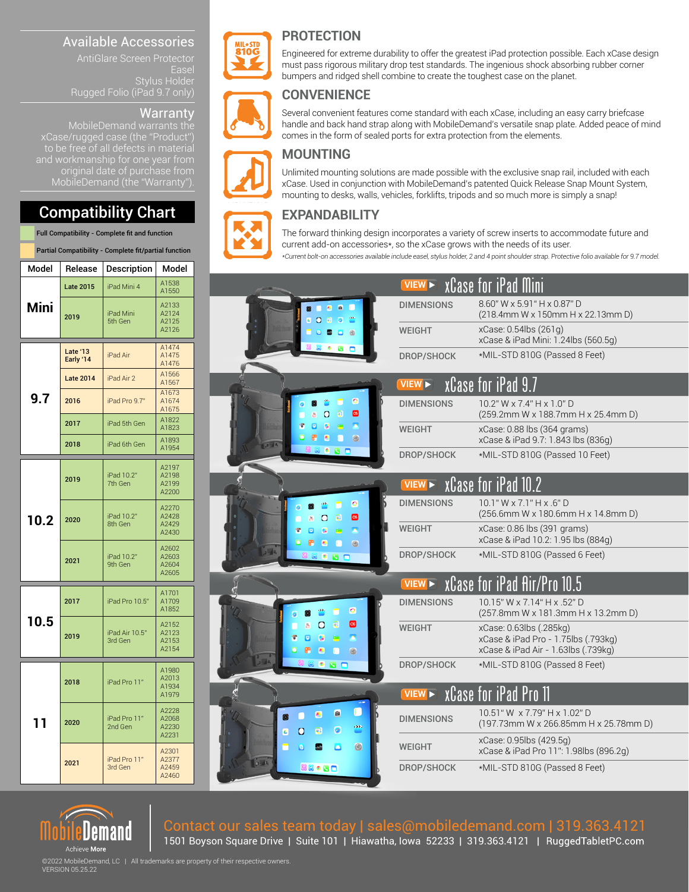## Available Accessories

AntiGlare Screen Protector
Easel
Stylus Holder
Rugged Folio (iPad 9.7 only)

## Warranty

MobileDemand warrants the xCase/rugged case (the "Product") to be free of all defects in material and workmanship for one year from original date of purchase from MobileDemand (the "Warranty").

## Compatibility Chart

Full Compatibility - Complete fit and function

Partial Compatibility - Complete fit/partial function

| Model | Release | Description | Model |
|---|---|---|---|
| Mini | Late 2015 | iPad Mini 4 | A1538 A1550 |
| | 2019 | iPad Mini 5th Gen | A2133 A2124 A2125 A2126 |
| 9.7 | Late '13 Early '14 | iPad Air | A1474 A1475 A1476 |
| | Late 2014 | iPad Air 2 | A1566 A1567 |
| | 2016 | iPad Pro 9.7" | A1673 A1674 A1675 |
| | 2017 | iPad 5th Gen | A1822 A1823 |
| | 2018 | iPad 6th Gen | A1893 A1954 |
| 10.2 | 2019 | iPad 10.2" 7th Gen | A2197 A2198 A2199 A2200 |
| | 2020 | iPad 10.2" 8th Gen | A2270 A2428 A2429 A2430 |
| | 2021 | iPad 10.2" 9th Gen | A2602 A2603 A2604 A2605 |
| 10.5 | 2017 | iPad Pro 10.5" | A1701 A1709 A1852 |
| | 2019 | iPad Air 10.5" 3rd Gen | A2152 A2123 A2153 A2154 |
| 11 | 2018 | iPad Pro 11" | A1980 A2013 A1934 A1979 |
| | 2020 | iPad Pro 11" 2nd Gen | A2228 A2068 A2230 A2231 |
| | 2021 | iPad Pro 11" 3rd Gen | A2301 A2377 A2459 A2460 |

## PROTECTION

Engineered for extreme durability to offer the greatest iPad protection possible. Each xCase design must pass rigorous military drop test standards. The ingenious shock absorbing rubber corner bumpers and ridged shell combine to create the toughest case on the planet.

## CONVENIENCE

Several convenient features come standard with each xCase, including an easy carry briefcase handle and back hand strap along with MobileDemand's versatile snap plate. Added peace of mind comes in the form of sealed ports for extra protection from the elements.

## MOUNTING

Unlimited mounting solutions are made possible with the exclusive snap rail, included with each xCase. Used in conjunction with MobileDemand's patented Quick Release Snap Mount System, mounting to desks, walls, vehicles, forklifts, tripods and so much more is simply a snap!

## EXPANDABILITY

The forward thinking design incorporates a variety of screw inserts to accommodate future and current add-on accessories*, so the xCase grows with the needs of its user.

*Current bolt-on accessories available include easel, stylus holder, 2 and 4 point shoulder strap. Protective folio available for 9.7 model.*

### xCase for iPad Mini

| | |
|---|---|
| DIMENSIONS | 8.60" W x 5.91" H x 0.87" D (218.4mm W x 150mm H x 22.13mm D) |
| WEIGHT | xCase: 0.54lbs (261g) xCase & iPad Mini: 1.24lbs (560.5g) |
| DROP/SHOCK | *MIL-STD 810G (Passed 8 Feet) |

### xCase for iPad 9.7

| | |
|---|---|
| DIMENSIONS | 10.2" W x 7.4" H x 1.0" D (259.2mm W x 188.7mm H x 25.4mm D) |
| WEIGHT | xCase: 0.88 lbs (364 grams) xCase & iPad 9.7: 1.843 lbs (836g) |
| DROP/SHOCK | *MIL-STD 810G (Passed 10 Feet) |

### xCase for iPad 10.2

| | |
|---|---|
| DIMENSIONS | 10.1" W x 7.1" H x .6" D (256.6mm W x 180.6mm H x 14.8mm D) |
| WEIGHT | xCase: 0.86 lbs (391 grams) xCase & iPad 10.2: 1.95 lbs (884g) |
| DROP/SHOCK | *MIL-STD 810G (Passed 6 Feet) |

### xCase for iPad Air/Pro 10.5

| | |
|---|---|
| DIMENSIONS | 10.15" W x 7.14" H x .52" D (257.8mm W x 181.3mm H x 13.2mm D) |
| WEIGHT | xCase: 0.63lbs (.285kg) xCase & iPad Pro - 1.75lbs (.793kg) xCase & iPad Air - 1.63lbs (.739kg) |
| DROP/SHOCK | *MIL-STD 810G (Passed 8 Feet) |

### xCase for iPad Pro 11

| | |
|---|---|
| DIMENSIONS | 10.51" W x 7.79" H x 1.02" D (197.73mm W x 266.85mm H x 25.78mm D) |
| WEIGHT | xCase: 0.95lbs (429.5g) xCase & iPad Pro 11": 1.98lbs (896.2g) |
| DROP/SHOCK | *MIL-STD 810G (Passed 8 Feet) |

MobileDemand — Achieve More

Contact our sales team today | sales@mobiledemand.com | 319.363.4121

1501 Boyson Square Drive | Suite 101 | Hiawatha, Iowa 52233 | 319.363.4121 | RuggedTabletPC.com

©2022 MobileDemand, LC | All trademarks are property of their respective owners.
VERSION 05.25.22